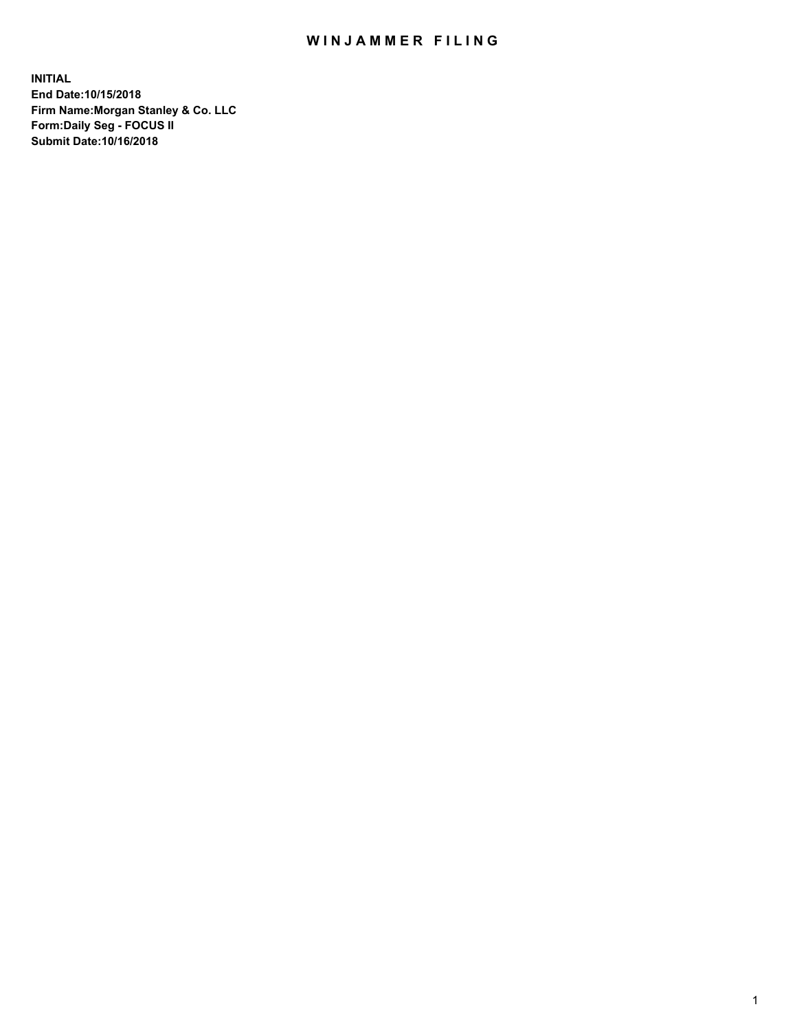# WINJAMMER FILING

**INITIAL**
**End Date:10/15/2018**
**Firm Name:Morgan Stanley & Co. LLC**
**Form:Daily Seg - FOCUS II**
**Submit Date:10/16/2018**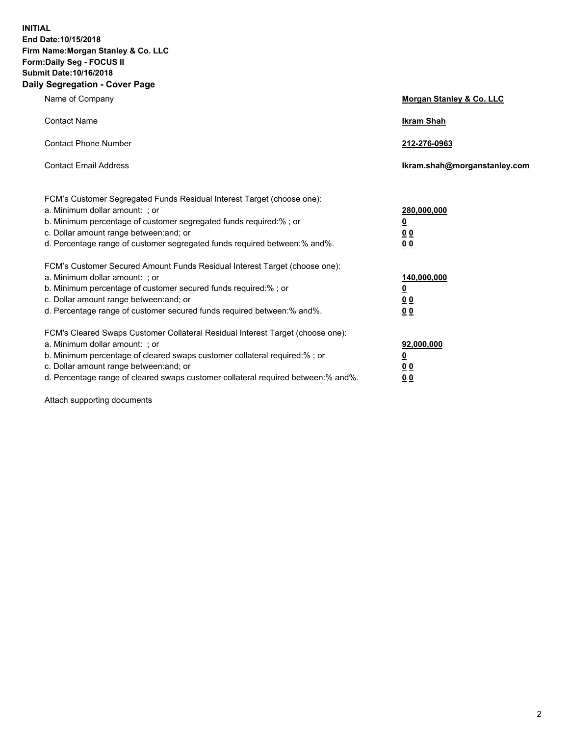**INITIAL**
**End Date:10/15/2018**
**Firm Name:Morgan Stanley & Co. LLC**
**Form:Daily Seg - FOCUS II**
**Submit Date:10/16/2018**
**Daily Segregation - Cover Page**

| | |
|---|---|
| Name of Company | **Morgan Stanley & Co. LLC** |
| Contact Name | **Ikram Shah** |
| Contact Phone Number | **212-276-0963** |
| Contact Email Address | **Ikram.shah@morganstanley.com** |

| | |
|---|---|
| FCM's Customer Segregated Funds Residual Interest Target (choose one): | |
| a. Minimum dollar amount: ; or | **280,000,000** |
| b. Minimum percentage of customer segregated funds required:% ; or | **0** |
| c. Dollar amount range between:and; or | **0 0** |
| d. Percentage range of customer segregated funds required between:% and%. | **0 0** |
| FCM's Customer Secured Amount Funds Residual Interest Target (choose one): | |
| a. Minimum dollar amount: ; or | **140,000,000** |
| b. Minimum percentage of customer secured funds required:% ; or | **0** |
| c. Dollar amount range between:and; or | **0 0** |
| d. Percentage range of customer secured funds required between:% and%. | **0 0** |
| FCM's Cleared Swaps Customer Collateral Residual Interest Target (choose one): | |
| a. Minimum dollar amount: ; or | **92,000,000** |
| b. Minimum percentage of cleared swaps customer collateral required:% ; or | **0** |
| c. Dollar amount range between:and; or | **0 0** |
| d. Percentage range of cleared swaps customer collateral required between:% and%. | **0 0** |

Attach supporting documents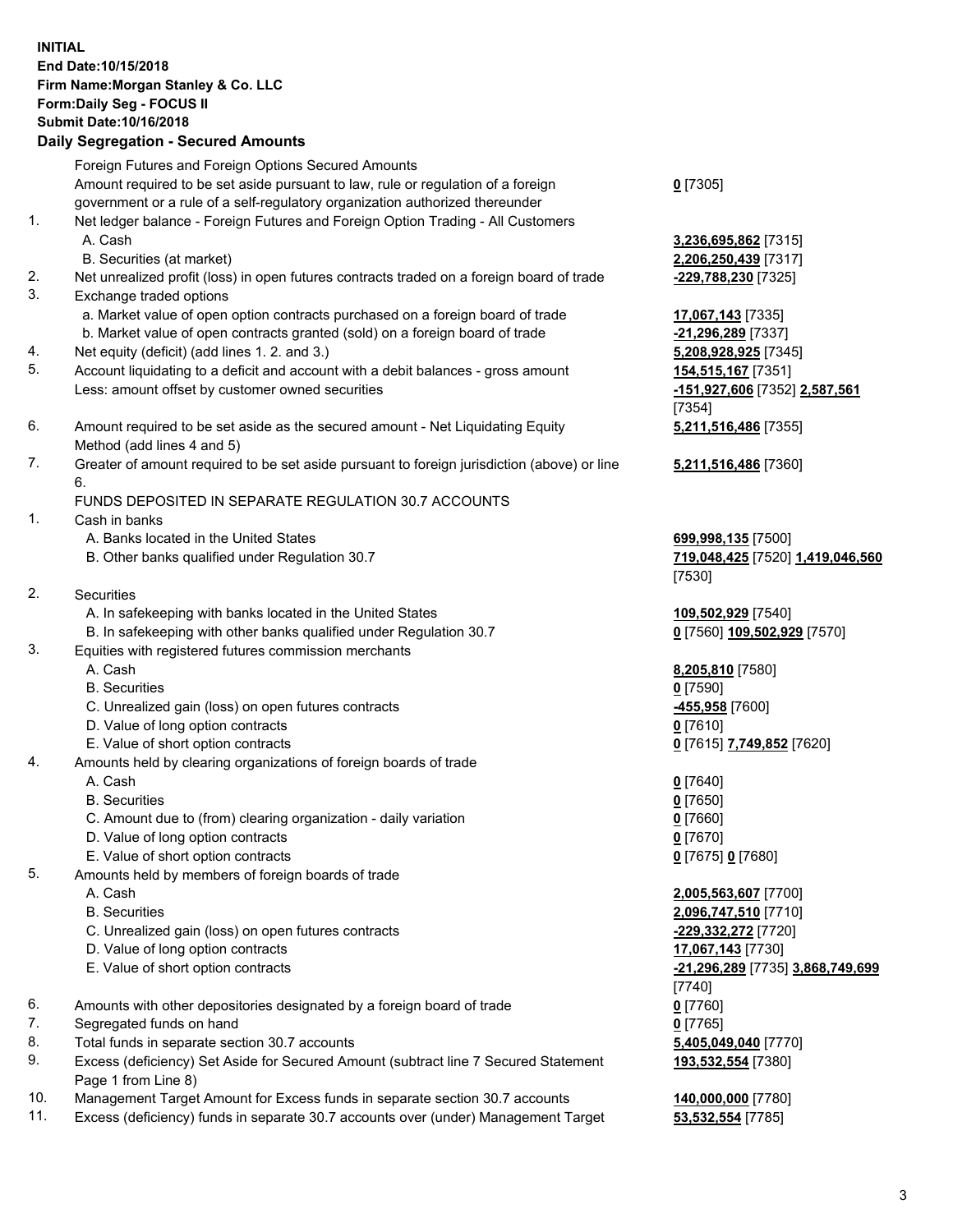**INITIAL**
**End Date:10/15/2018**
**Firm Name:Morgan Stanley & Co. LLC**
**Form:Daily Seg - FOCUS II**
**Submit Date:10/16/2018**

## Daily Segregation - Secured Amounts

| | | |
|---|---|---|
| | Foreign Futures and Foreign Options Secured Amounts | |
| | Amount required to be set aside pursuant to law, rule or regulation of a foreign government or a rule of a self-regulatory organization authorized thereunder | **0** [7305] |
| 1. | Net ledger balance - Foreign Futures and Foreign Option Trading - All Customers | |
| | A. Cash | **3,236,695,862** [7315] |
| | B. Securities (at market) | **2,206,250,439** [7317] |
| 2. | Net unrealized profit (loss) in open futures contracts traded on a foreign board of trade | **-229,788,230** [7325] |
| 3. | Exchange traded options | |
| | a. Market value of open option contracts purchased on a foreign board of trade | **17,067,143** [7335] |
| | b. Market value of open contracts granted (sold) on a foreign board of trade | **-21,296,289** [7337] |
| 4. | Net equity (deficit) (add lines 1. 2. and 3.) | **5,208,928,925** [7345] |
| 5. | Account liquidating to a deficit and account with a debit balances - gross amount | **154,515,167** [7351] |
| | Less: amount offset by customer owned securities | **-151,927,606** [7352] **2,587,561** [7354] |
| 6. | Amount required to be set aside as the secured amount - Net Liquidating Equity Method (add lines 4 and 5) | **5,211,516,486** [7355] |
| 7. | Greater of amount required to be set aside pursuant to foreign jurisdiction (above) or line 6. | **5,211,516,486** [7360] |
| | FUNDS DEPOSITED IN SEPARATE REGULATION 30.7 ACCOUNTS | |
| 1. | Cash in banks | |
| | A. Banks located in the United States | **699,998,135** [7500] |
| | B. Other banks qualified under Regulation 30.7 | **719,048,425** [7520] **1,419,046,560** [7530] |
| 2. | Securities | |
| | A. In safekeeping with banks located in the United States | **109,502,929** [7540] |
| | B. In safekeeping with other banks qualified under Regulation 30.7 | **0** [7560] **109,502,929** [7570] |
| 3. | Equities with registered futures commission merchants | |
| | A. Cash | **8,205,810** [7580] |
| | B. Securities | **0** [7590] |
| | C. Unrealized gain (loss) on open futures contracts | **-455,958** [7600] |
| | D. Value of long option contracts | **0** [7610] |
| | E. Value of short option contracts | **0** [7615] **7,749,852** [7620] |
| 4. | Amounts held by clearing organizations of foreign boards of trade | |
| | A. Cash | **0** [7640] |
| | B. Securities | **0** [7650] |
| | C. Amount due to (from) clearing organization - daily variation | **0** [7660] |
| | D. Value of long option contracts | **0** [7670] |
| | E. Value of short option contracts | **0** [7675] **0** [7680] |
| 5. | Amounts held by members of foreign boards of trade | |
| | A. Cash | **2,005,563,607** [7700] |
| | B. Securities | **2,096,747,510** [7710] |
| | C. Unrealized gain (loss) on open futures contracts | **-229,332,272** [7720] |
| | D. Value of long option contracts | **17,067,143** [7730] |
| | E. Value of short option contracts | **-21,296,289** [7735] **3,868,749,699** [7740] |
| 6. | Amounts with other depositories designated by a foreign board of trade | **0** [7760] |
| 7. | Segregated funds on hand | **0** [7765] |
| 8. | Total funds in separate section 30.7 accounts | **5,405,049,040** [7770] |
| 9. | Excess (deficiency) Set Aside for Secured Amount (subtract line 7 Secured Statement Page 1 from Line 8) | **193,532,554** [7380] |
| 10. | Management Target Amount for Excess funds in separate section 30.7 accounts | **140,000,000** [7780] |
| 11. | Excess (deficiency) funds in separate 30.7 accounts over (under) Management Target | **53,532,554** [7785] |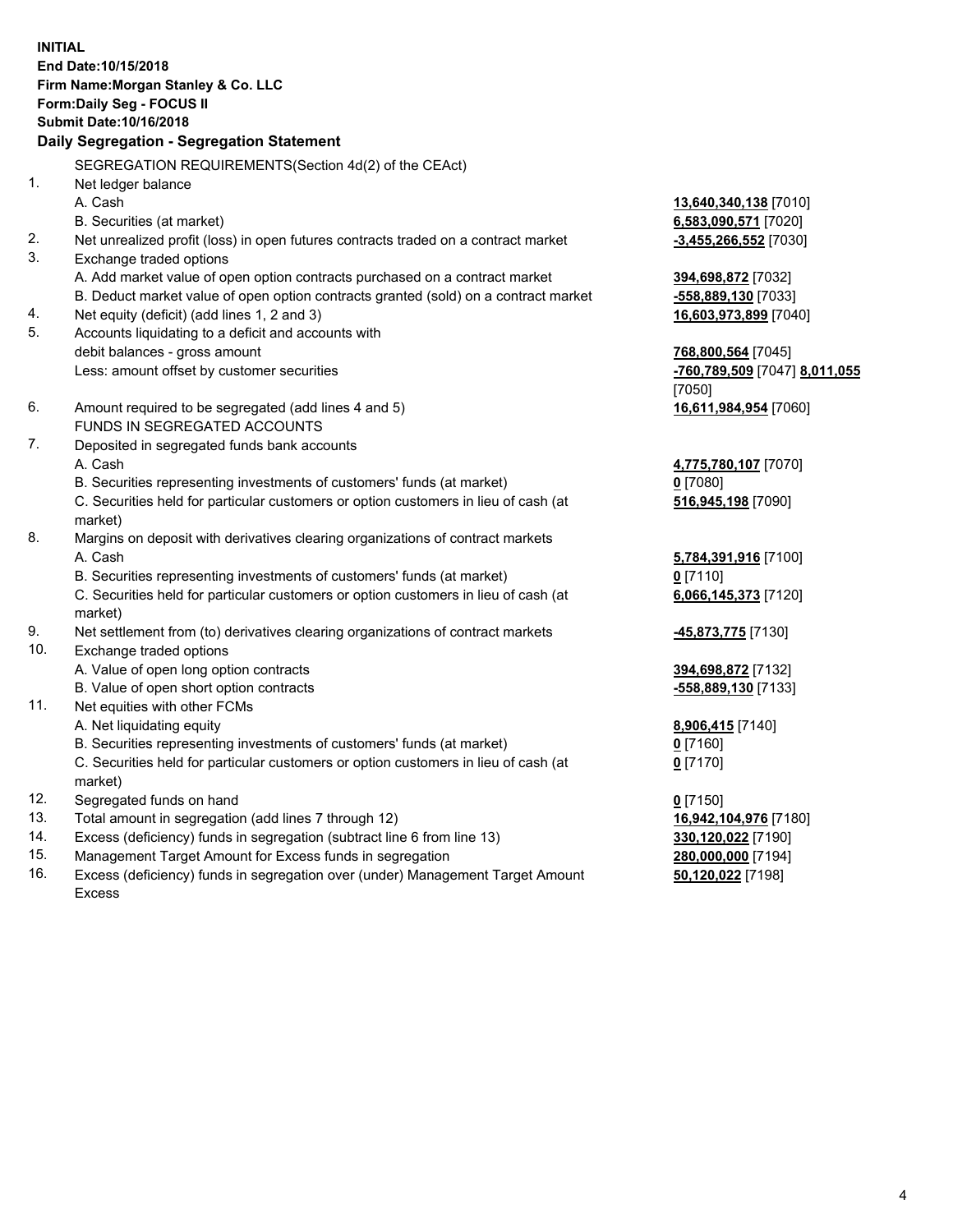**INITIAL**
**End Date:10/15/2018**
**Firm Name:Morgan Stanley & Co. LLC**
**Form:Daily Seg - FOCUS II**
**Submit Date:10/16/2018**
**Daily Segregation - Segregation Statement**

| | | |
|---|---|---|
| | SEGREGATION REQUIREMENTS(Section 4d(2) of the CEAct) | |
| 1. | Net ledger balance | |
| | A. Cash | **13,640,340,138** [7010] |
| | B. Securities (at market) | **6,583,090,571** [7020] |
| 2. | Net unrealized profit (loss) in open futures contracts traded on a contract market | **-3,455,266,552** [7030] |
| 3. | Exchange traded options | |
| | A. Add market value of open option contracts purchased on a contract market | **394,698,872** [7032] |
| | B. Deduct market value of open option contracts granted (sold) on a contract market | **-558,889,130** [7033] |
| 4. | Net equity (deficit) (add lines 1, 2 and 3) | **16,603,973,899** [7040] |
| 5. | Accounts liquidating to a deficit and accounts with debit balances - gross amount | **768,800,564** [7045] |
| | Less: amount offset by customer securities | **-760,789,509** [7047] **8,011,055** [7050] |
| 6. | Amount required to be segregated (add lines 4 and 5) | **16,611,984,954** [7060] |
| | FUNDS IN SEGREGATED ACCOUNTS | |
| 7. | Deposited in segregated funds bank accounts | |
| | A. Cash | **4,775,780,107** [7070] |
| | B. Securities representing investments of customers' funds (at market) | **0** [7080] |
| | C. Securities held for particular customers or option customers in lieu of cash (at market) | **516,945,198** [7090] |
| 8. | Margins on deposit with derivatives clearing organizations of contract markets | |
| | A. Cash | **5,784,391,916** [7100] |
| | B. Securities representing investments of customers' funds (at market) | **0** [7110] |
| | C. Securities held for particular customers or option customers in lieu of cash (at market) | **6,066,145,373** [7120] |
| 9. | Net settlement from (to) derivatives clearing organizations of contract markets | **-45,873,775** [7130] |
| 10. | Exchange traded options | |
| | A. Value of open long option contracts | **394,698,872** [7132] |
| | B. Value of open short option contracts | **-558,889,130** [7133] |
| 11. | Net equities with other FCMs | |
| | A. Net liquidating equity | **8,906,415** [7140] |
| | B. Securities representing investments of customers' funds (at market) | **0** [7160] |
| | C. Securities held for particular customers or option customers in lieu of cash (at market) | **0** [7170] |
| 12. | Segregated funds on hand | **0** [7150] |
| 13. | Total amount in segregation (add lines 7 through 12) | **16,942,104,976** [7180] |
| 14. | Excess (deficiency) funds in segregation (subtract line 6 from line 13) | **330,120,022** [7190] |
| 15. | Management Target Amount for Excess funds in segregation | **280,000,000** [7194] |
| 16. | Excess (deficiency) funds in segregation over (under) Management Target Amount Excess | **50,120,022** [7198] |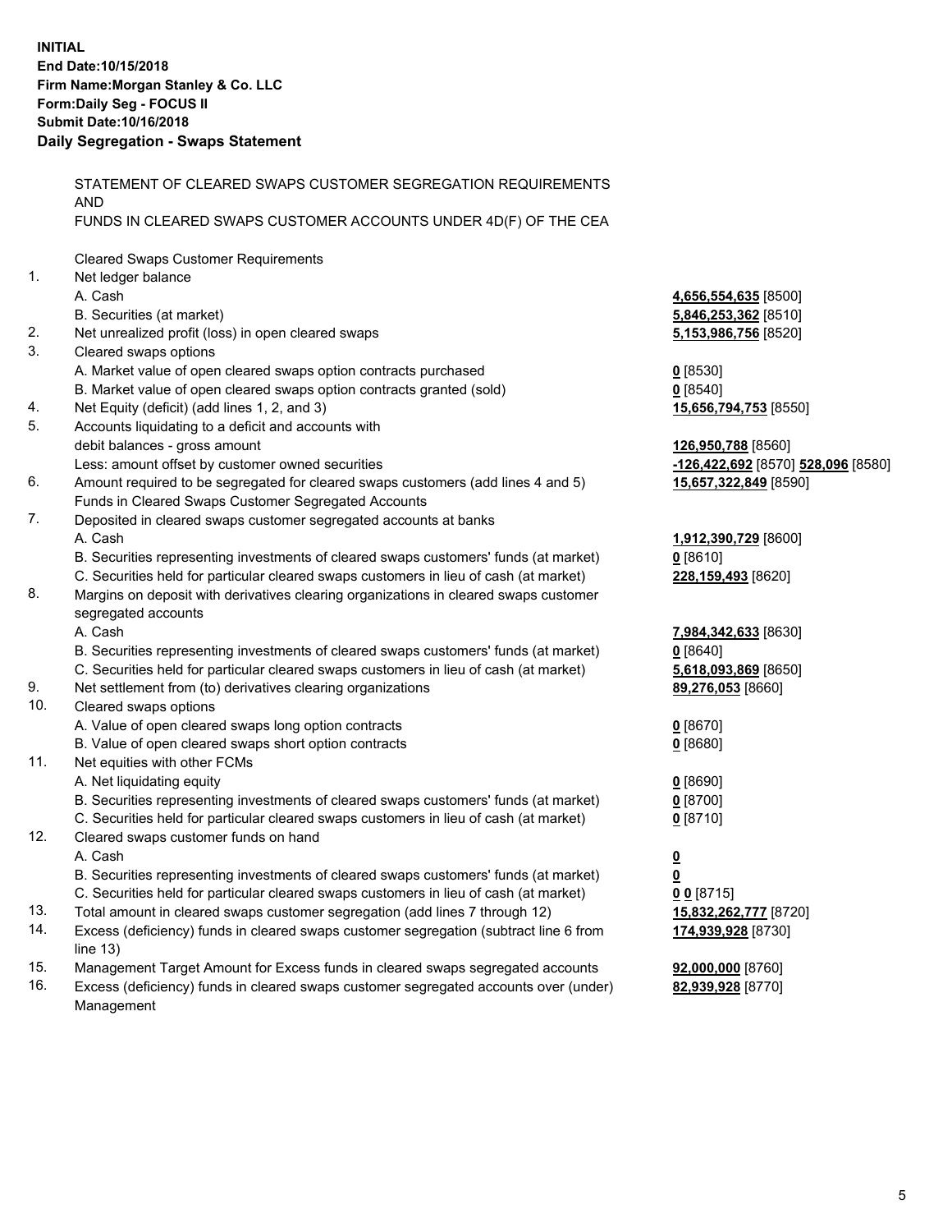**INITIAL**
**End Date:10/15/2018**
**Firm Name:Morgan Stanley & Co. LLC**
**Form:Daily Seg - FOCUS II**
**Submit Date:10/16/2018**
**Daily Segregation - Swaps Statement**

STATEMENT OF CLEARED SWAPS CUSTOMER SEGREGATION REQUIREMENTS AND FUNDS IN CLEARED SWAPS CUSTOMER ACCOUNTS UNDER 4D(F) OF THE CEA

| | | |
|---|---|---|
| | Cleared Swaps Customer Requirements | |
| 1. | Net ledger balance | |
| | A. Cash | **4,656,554,635** [8500] |
| | B. Securities (at market) | **5,846,253,362** [8510] |
| 2. | Net unrealized profit (loss) in open cleared swaps | **5,153,986,756** [8520] |
| 3. | Cleared swaps options | |
| | A. Market value of open cleared swaps option contracts purchased | **0** [8530] |
| | B. Market value of open cleared swaps option contracts granted (sold) | **0** [8540] |
| 4. | Net Equity (deficit) (add lines 1, 2, and 3) | **15,656,794,753** [8550] |
| 5. | Accounts liquidating to a deficit and accounts with debit balances - gross amount | **126,950,788** [8560] |
| | Less: amount offset by customer owned securities | **-126,422,692** [8570] **528,096** [8580] |
| 6. | Amount required to be segregated for cleared swaps customers (add lines 4 and 5) | **15,657,322,849** [8590] |
| | Funds in Cleared Swaps Customer Segregated Accounts | |
| 7. | Deposited in cleared swaps customer segregated accounts at banks | |
| | A. Cash | **1,912,390,729** [8600] |
| | B. Securities representing investments of cleared swaps customers' funds (at market) | **0** [8610] |
| | C. Securities held for particular cleared swaps customers in lieu of cash (at market) | **228,159,493** [8620] |
| 8. | Margins on deposit with derivatives clearing organizations in cleared swaps customer segregated accounts | |
| | A. Cash | **7,984,342,633** [8630] |
| | B. Securities representing investments of cleared swaps customers' funds (at market) | **0** [8640] |
| | C. Securities held for particular cleared swaps customers in lieu of cash (at market) | **5,618,093,869** [8650] |
| 9. | Net settlement from (to) derivatives clearing organizations | **89,276,053** [8660] |
| 10. | Cleared swaps options | |
| | A. Value of open cleared swaps long option contracts | **0** [8670] |
| | B. Value of open cleared swaps short option contracts | **0** [8680] |
| 11. | Net equities with other FCMs | |
| | A. Net liquidating equity | **0** [8690] |
| | B. Securities representing investments of cleared swaps customers' funds (at market) | **0** [8700] |
| | C. Securities held for particular cleared swaps customers in lieu of cash (at market) | **0** [8710] |
| 12. | Cleared swaps customer funds on hand | |
| | A. Cash | **0** |
| | B. Securities representing investments of cleared swaps customers' funds (at market) | **0** |
| | C. Securities held for particular cleared swaps customers in lieu of cash (at market) | **0** **0** [8715] |
| 13. | Total amount in cleared swaps customer segregation (add lines 7 through 12) | **15,832,262,777** [8720] |
| 14. | Excess (deficiency) funds in cleared swaps customer segregation (subtract line 6 from line 13) | **174,939,928** [8730] |
| 15. | Management Target Amount for Excess funds in cleared swaps segregated accounts | **92,000,000** [8760] |
| 16. | Excess (deficiency) funds in cleared swaps customer segregated accounts over (under) Management | **82,939,928** [8770] |